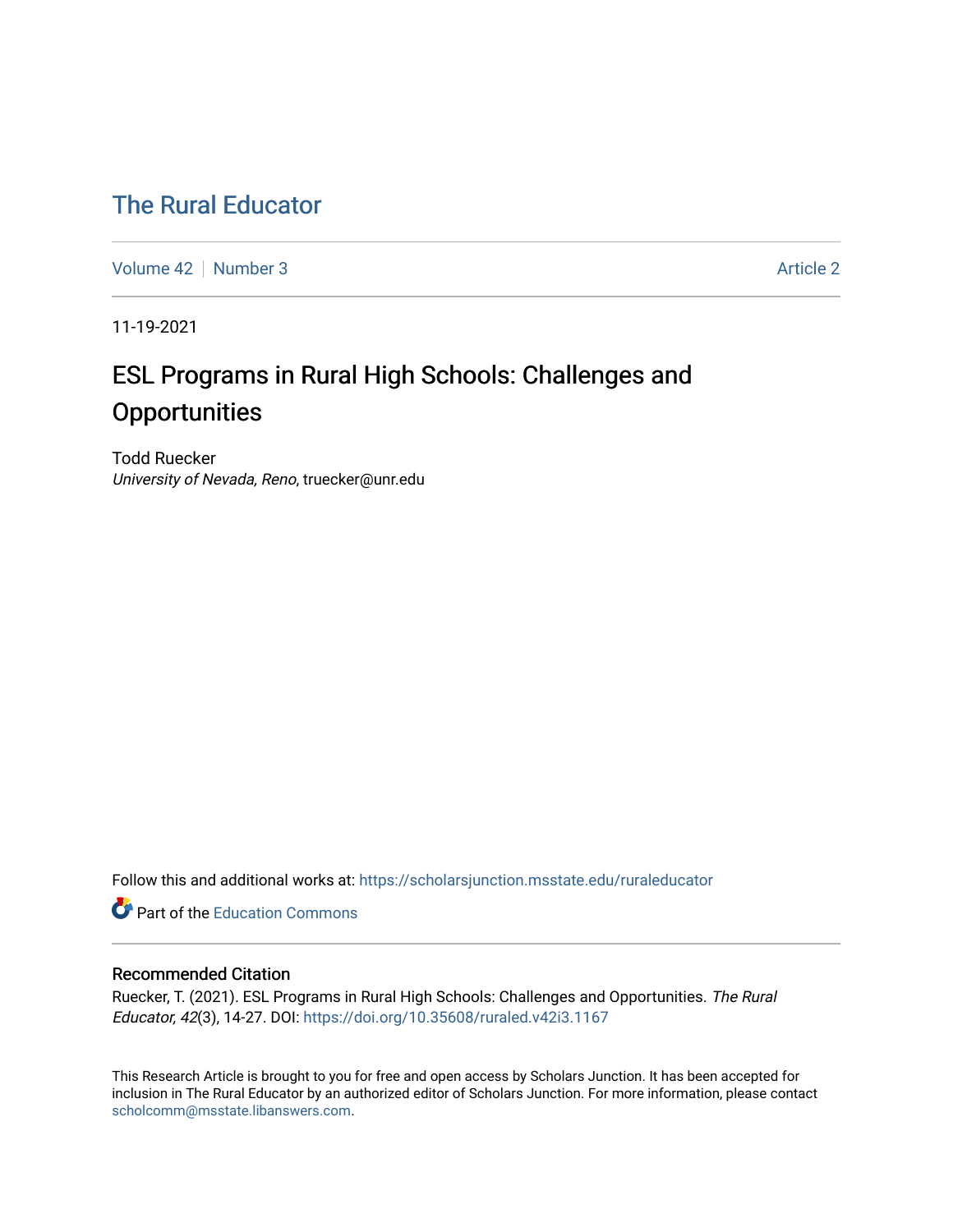# The Rural Educator

Volume 42 | Number 3 Article 2

11-19-2021

## ESL Programs in Rural High Schools: Challenges and Opportunities

Todd Ruecker
*University of Nevada, Reno*, truecker@unr.edu

Follow this and additional works at: https://scholarsjunction.msstate.edu/ruraleducator

Part of the Education Commons

### Recommended Citation

Ruecker, T. (2021). ESL Programs in Rural High Schools: Challenges and Opportunities. *The Rural Educator, 42*(3), 14-27. DOI: https://doi.org/10.35608/ruraled.v42i3.1167

This Research Article is brought to you for free and open access by Scholars Junction. It has been accepted for inclusion in The Rural Educator by an authorized editor of Scholars Junction. For more information, please contact scholcomm@msstate.libanswers.com.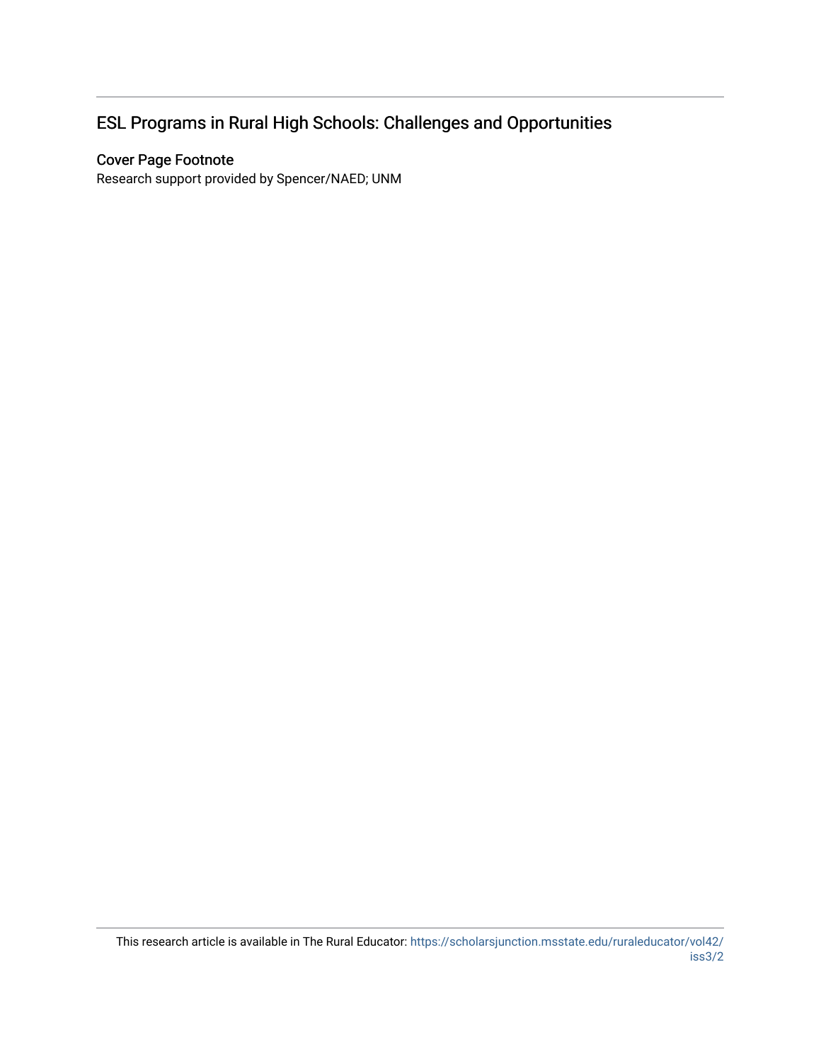## ESL Programs in Rural High Schools: Challenges and Opportunities

### Cover Page Footnote

Research support provided by Spencer/NAED; UNM

This research article is available in The Rural Educator: https://scholarsjunction.msstate.edu/ruraleducator/vol42/iss3/2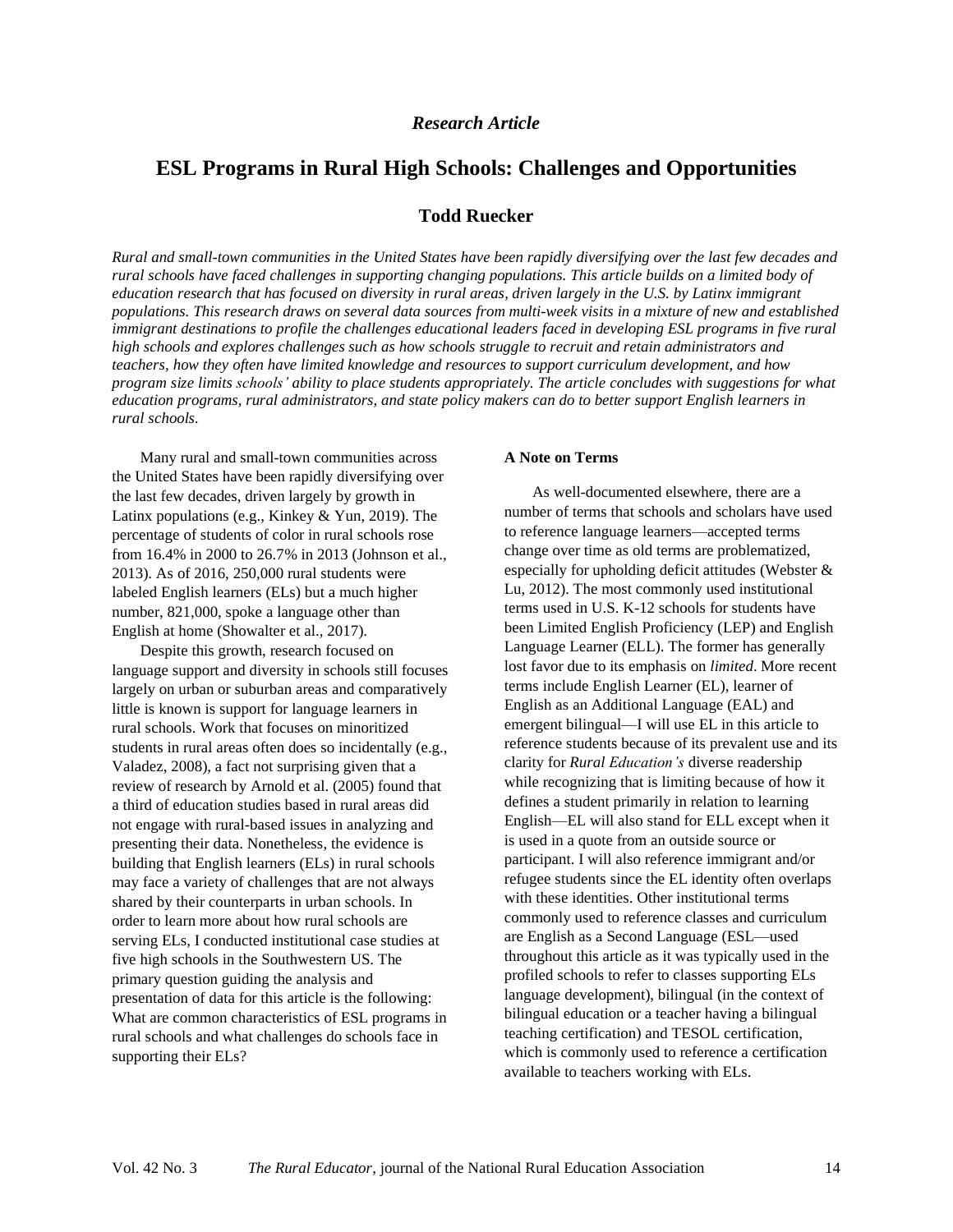*Research Article*

# ESL Programs in Rural High Schools: Challenges and Opportunities

**Todd Ruecker**

*Rural and small-town communities in the United States have been rapidly diversifying over the last few decades and rural schools have faced challenges in supporting changing populations. This article builds on a limited body of education research that has focused on diversity in rural areas, driven largely in the U.S. by Latinx immigrant populations. This research draws on several data sources from multi-week visits in a mixture of new and established immigrant destinations to profile the challenges educational leaders faced in developing ESL programs in five rural high schools and explores challenges such as how schools struggle to recruit and retain administrators and teachers, how they often have limited knowledge and resources to support curriculum development, and how program size limits schools' ability to place students appropriately. The article concludes with suggestions for what education programs, rural administrators, and state policy makers can do to better support English learners in rural schools.*

Many rural and small-town communities across the United States have been rapidly diversifying over the last few decades, driven largely by growth in Latinx populations (e.g., Kinkey & Yun, 2019). The percentage of students of color in rural schools rose from 16.4% in 2000 to 26.7% in 2013 (Johnson et al., 2013). As of 2016, 250,000 rural students were labeled English learners (ELs) but a much higher number, 821,000, spoke a language other than English at home (Showalter et al., 2017).

Despite this growth, research focused on language support and diversity in schools still focuses largely on urban or suburban areas and comparatively little is known is support for language learners in rural schools. Work that focuses on minoritized students in rural areas often does so incidentally (e.g., Valadez, 2008), a fact not surprising given that a review of research by Arnold et al. (2005) found that a third of education studies based in rural areas did not engage with rural-based issues in analyzing and presenting their data. Nonetheless, the evidence is building that English learners (ELs) in rural schools may face a variety of challenges that are not always shared by their counterparts in urban schools. In order to learn more about how rural schools are serving ELs, I conducted institutional case studies at five high schools in the Southwestern US. The primary question guiding the analysis and presentation of data for this article is the following: What are common characteristics of ESL programs in rural schools and what challenges do schools face in supporting their ELs?

### A Note on Terms

As well-documented elsewhere, there are a number of terms that schools and scholars have used to reference language learners—accepted terms change over time as old terms are problematized, especially for upholding deficit attitudes (Webster & Lu, 2012). The most commonly used institutional terms used in U.S. K-12 schools for students have been Limited English Proficiency (LEP) and English Language Learner (ELL). The former has generally lost favor due to its emphasis on *limited*. More recent terms include English Learner (EL), learner of English as an Additional Language (EAL) and emergent bilingual—I will use EL in this article to reference students because of its prevalent use and its clarity for *Rural Education's* diverse readership while recognizing that is limiting because of how it defines a student primarily in relation to learning English—EL will also stand for ELL except when it is used in a quote from an outside source or participant. I will also reference immigrant and/or refugee students since the EL identity often overlaps with these identities. Other institutional terms commonly used to reference classes and curriculum are English as a Second Language (ESL—used throughout this article as it was typically used in the profiled schools to refer to classes supporting ELs language development), bilingual (in the context of bilingual education or a teacher having a bilingual teaching certification) and TESOL certification, which is commonly used to reference a certification available to teachers working with ELs.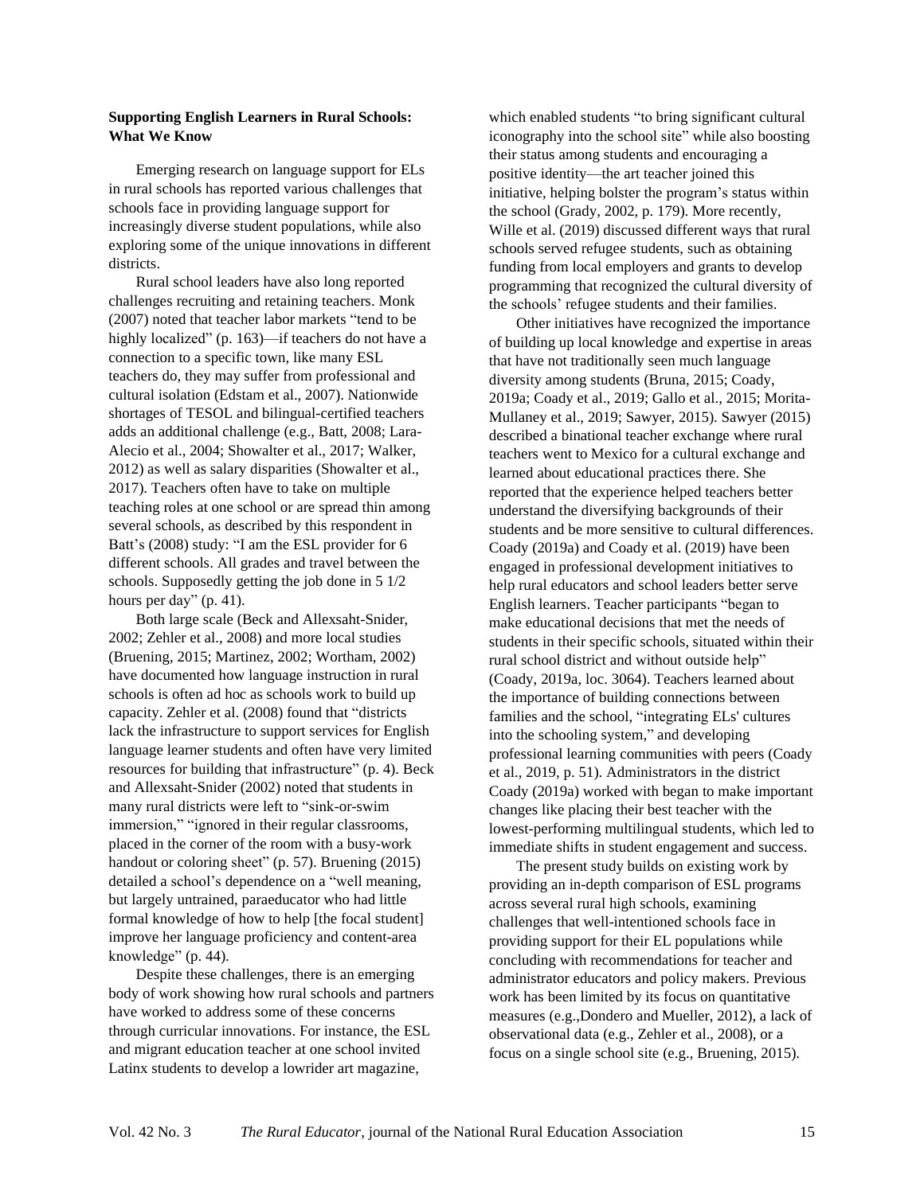**Supporting English Learners in Rural Schools: What We Know**

Emerging research on language support for ELs in rural schools has reported various challenges that schools face in providing language support for increasingly diverse student populations, while also exploring some of the unique innovations in different districts.

Rural school leaders have also long reported challenges recruiting and retaining teachers. Monk (2007) noted that teacher labor markets "tend to be highly localized" (p. 163)—if teachers do not have a connection to a specific town, like many ESL teachers do, they may suffer from professional and cultural isolation (Edstam et al., 2007). Nationwide shortages of TESOL and bilingual-certified teachers adds an additional challenge (e.g., Batt, 2008; Lara-Alecio et al., 2004; Showalter et al., 2017; Walker, 2012) as well as salary disparities (Showalter et al., 2017). Teachers often have to take on multiple teaching roles at one school or are spread thin among several schools, as described by this respondent in Batt's (2008) study: "I am the ESL provider for 6 different schools. All grades and travel between the schools. Supposedly getting the job done in 5 1/2 hours per day" (p. 41).

Both large scale (Beck and Allexsaht-Snider, 2002; Zehler et al., 2008) and more local studies (Bruening, 2015; Martinez, 2002; Wortham, 2002) have documented how language instruction in rural schools is often ad hoc as schools work to build up capacity. Zehler et al. (2008) found that "districts lack the infrastructure to support services for English language learner students and often have very limited resources for building that infrastructure" (p. 4). Beck and Allexsaht-Snider (2002) noted that students in many rural districts were left to "sink-or-swim immersion," "ignored in their regular classrooms, placed in the corner of the room with a busy-work handout or coloring sheet" (p. 57). Bruening (2015) detailed a school's dependence on a "well meaning, but largely untrained, paraeducator who had little formal knowledge of how to help [the focal student] improve her language proficiency and content-area knowledge" (p. 44).

Despite these challenges, there is an emerging body of work showing how rural schools and partners have worked to address some of these concerns through curricular innovations. For instance, the ESL and migrant education teacher at one school invited Latinx students to develop a lowrider art magazine, which enabled students "to bring significant cultural iconography into the school site" while also boosting their status among students and encouraging a positive identity—the art teacher joined this initiative, helping bolster the program's status within the school (Grady, 2002, p. 179). More recently, Wille et al. (2019) discussed different ways that rural schools served refugee students, such as obtaining funding from local employers and grants to develop programming that recognized the cultural diversity of the schools' refugee students and their families.

Other initiatives have recognized the importance of building up local knowledge and expertise in areas that have not traditionally seen much language diversity among students (Bruna, 2015; Coady, 2019a; Coady et al., 2019; Gallo et al., 2015; Morita-Mullaney et al., 2019; Sawyer, 2015). Sawyer (2015) described a binational teacher exchange where rural teachers went to Mexico for a cultural exchange and learned about educational practices there. She reported that the experience helped teachers better understand the diversifying backgrounds of their students and be more sensitive to cultural differences. Coady (2019a) and Coady et al. (2019) have been engaged in professional development initiatives to help rural educators and school leaders better serve English learners. Teacher participants "began to make educational decisions that met the needs of students in their specific schools, situated within their rural school district and without outside help" (Coady, 2019a, loc. 3064). Teachers learned about the importance of building connections between families and the school, "integrating ELs' cultures into the schooling system," and developing professional learning communities with peers (Coady et al., 2019, p. 51). Administrators in the district Coady (2019a) worked with began to make important changes like placing their best teacher with the lowest-performing multilingual students, which led to immediate shifts in student engagement and success.

The present study builds on existing work by providing an in-depth comparison of ESL programs across several rural high schools, examining challenges that well-intentioned schools face in providing support for their EL populations while concluding with recommendations for teacher and administrator educators and policy makers. Previous work has been limited by its focus on quantitative measures (e.g.,Dondero and Mueller, 2012), a lack of observational data (e.g., Zehler et al., 2008), or a focus on a single school site (e.g., Bruening, 2015).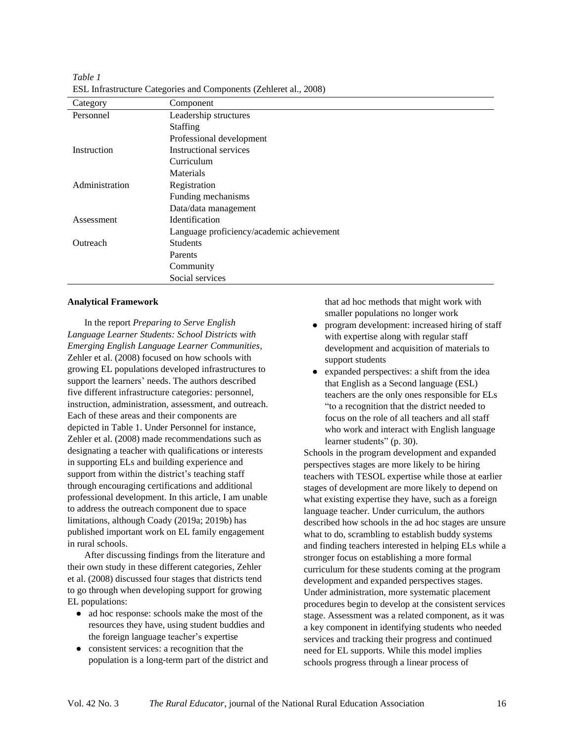*Table 1*
ESL Infrastructure Categories and Components (Zehleret al., 2008)

| Category | Component |
|---|---|
| Personnel | Leadership structures |
| | Staffing |
| | Professional development |
| Instruction | Instructional services |
| | Curriculum |
| | Materials |
| Administration | Registration |
| | Funding mechanisms |
| | Data/data management |
| Assessment | Identification |
| | Language proficiency/academic achievement |
| Outreach | Students |
| | Parents |
| | Community |
| | Social services |

**Analytical Framework**

In the report *Preparing to Serve English Language Learner Students: School Districts with Emerging English Language Learner Communities*, Zehler et al. (2008) focused on how schools with growing EL populations developed infrastructures to support the learners' needs. The authors described five different infrastructure categories: personnel, instruction, administration, assessment, and outreach. Each of these areas and their components are depicted in Table 1. Under Personnel for instance, Zehler et al. (2008) made recommendations such as designating a teacher with qualifications or interests in supporting ELs and building experience and support from within the district's teaching staff through encouraging certifications and additional professional development. In this article, I am unable to address the outreach component due to space limitations, although Coady (2019a; 2019b) has published important work on EL family engagement in rural schools.

After discussing findings from the literature and their own study in these different categories, Zehler et al. (2008) discussed four stages that districts tend to go through when developing support for growing EL populations:

- ad hoc response: schools make the most of the resources they have, using student buddies and the foreign language teacher's expertise
- consistent services: a recognition that the population is a long-term part of the district and that ad hoc methods that might work with smaller populations no longer work
- program development: increased hiring of staff with expertise along with regular staff development and acquisition of materials to support students
- expanded perspectives: a shift from the idea that English as a Second language (ESL) teachers are the only ones responsible for ELs "to a recognition that the district needed to focus on the role of all teachers and all staff who work and interact with English language learner students" (p. 30).

Schools in the program development and expanded perspectives stages are more likely to be hiring teachers with TESOL expertise while those at earlier stages of development are more likely to depend on what existing expertise they have, such as a foreign language teacher. Under curriculum, the authors described how schools in the ad hoc stages are unsure what to do, scrambling to establish buddy systems and finding teachers interested in helping ELs while a stronger focus on establishing a more formal curriculum for these students coming at the program development and expanded perspectives stages. Under administration, more systematic placement procedures begin to develop at the consistent services stage. Assessment was a related component, as it was a key component in identifying students who needed services and tracking their progress and continued need for EL supports. While this model implies schools progress through a linear process of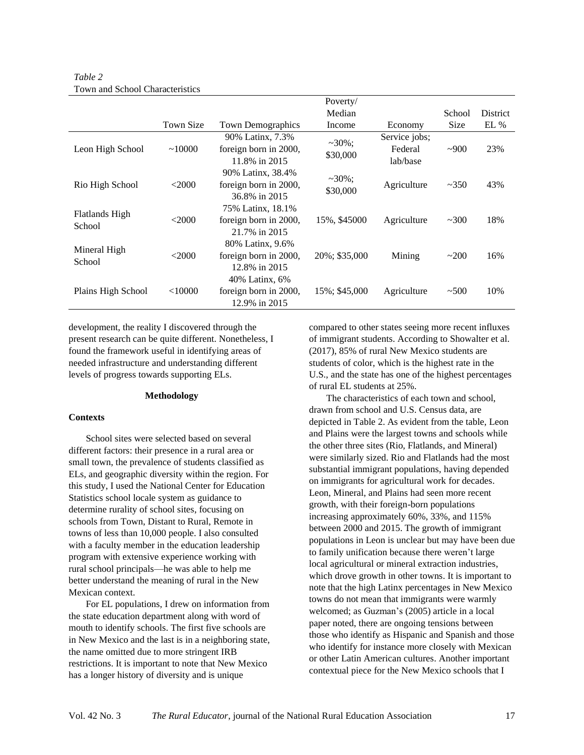*Table 2*
Town and School Characteristics

| | Town Size | Town Demographics | Poverty/ Median Income | Economy | School Size | District EL % |
|---|---|---|---|---|---|---|
| Leon High School | ~10000 | 90% Latinx, 7.3% foreign born in 2000, 11.8% in 2015 | ~30%; $30,000 | Service jobs; Federal lab/base | ~900 | 23% |
| Rio High School | <2000 | 90% Latinx, 38.4% foreign born in 2000, 36.8% in 2015 | ~30%; $30,000 | Agriculture | ~350 | 43% |
| Flatlands High School | <2000 | 75% Latinx, 18.1% foreign born in 2000, 21.7% in 2015 | 15%, $45000 | Agriculture | ~300 | 18% |
| Mineral High School | <2000 | 80% Latinx, 9.6% foreign born in 2000, 12.8% in 2015 | 20%; $35,000 | Mining | ~200 | 16% |
| Plains High School | <10000 | 40% Latinx, 6% foreign born in 2000, 12.9% in 2015 | 15%; $45,000 | Agriculture | ~500 | 10% |

development, the reality I discovered through the present research can be quite different. Nonetheless, I found the framework useful in identifying areas of needed infrastructure and understanding different levels of progress towards supporting ELs.

## Methodology

### Contexts

School sites were selected based on several different factors: their presence in a rural area or small town, the prevalence of students classified as ELs, and geographic diversity within the region. For this study, I used the National Center for Education Statistics school locale system as guidance to determine rurality of school sites, focusing on schools from Town, Distant to Rural, Remote in towns of less than 10,000 people. I also consulted with a faculty member in the education leadership program with extensive experience working with rural school principals—he was able to help me better understand the meaning of rural in the New Mexican context.

For EL populations, I drew on information from the state education department along with word of mouth to identify schools. The first five schools are in New Mexico and the last is in a neighboring state, the name omitted due to more stringent IRB restrictions. It is important to note that New Mexico has a longer history of diversity and is unique compared to other states seeing more recent influxes of immigrant students. According to Showalter et al. (2017), 85% of rural New Mexico students are students of color, which is the highest rate in the U.S., and the state has one of the highest percentages of rural EL students at 25%.

The characteristics of each town and school, drawn from school and U.S. Census data, are depicted in Table 2. As evident from the table, Leon and Plains were the largest towns and schools while the other three sites (Rio, Flatlands, and Mineral) were similarly sized. Rio and Flatlands had the most substantial immigrant populations, having depended on immigrants for agricultural work for decades. Leon, Mineral, and Plains had seen more recent growth, with their foreign-born populations increasing approximately 60%, 33%, and 115% between 2000 and 2015. The growth of immigrant populations in Leon is unclear but may have been due to family unification because there weren't large local agricultural or mineral extraction industries, which drove growth in other towns. It is important to note that the high Latinx percentages in New Mexico towns do not mean that immigrants were warmly welcomed; as Guzman's (2005) article in a local paper noted, there are ongoing tensions between those who identify as Hispanic and Spanish and those who identify for instance more closely with Mexican or other Latin American cultures. Another important contextual piece for the New Mexico schools that I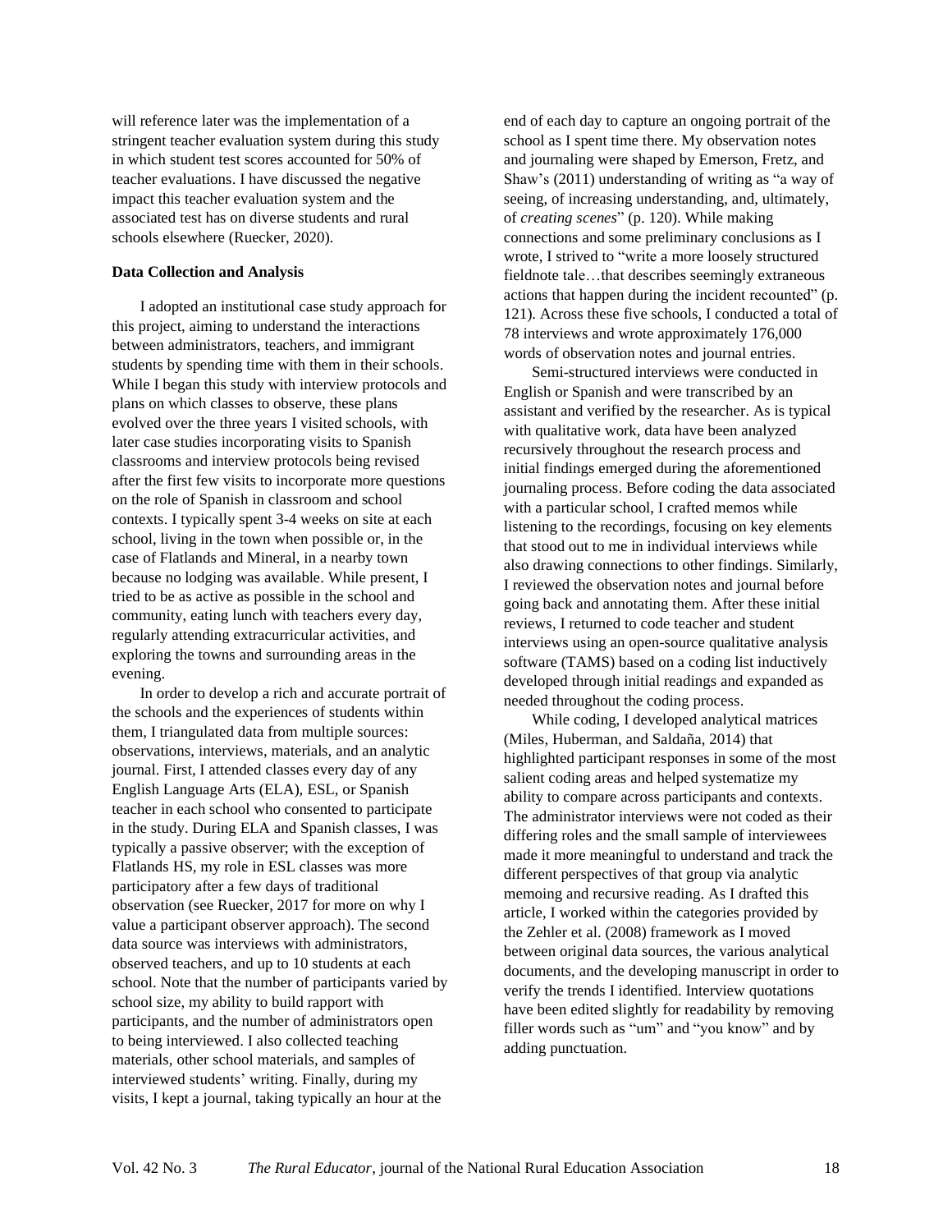will reference later was the implementation of a stringent teacher evaluation system during this study in which student test scores accounted for 50% of teacher evaluations. I have discussed the negative impact this teacher evaluation system and the associated test has on diverse students and rural schools elsewhere (Ruecker, 2020).

### Data Collection and Analysis

I adopted an institutional case study approach for this project, aiming to understand the interactions between administrators, teachers, and immigrant students by spending time with them in their schools. While I began this study with interview protocols and plans on which classes to observe, these plans evolved over the three years I visited schools, with later case studies incorporating visits to Spanish classrooms and interview protocols being revised after the first few visits to incorporate more questions on the role of Spanish in classroom and school contexts. I typically spent 3-4 weeks on site at each school, living in the town when possible or, in the case of Flatlands and Mineral, in a nearby town because no lodging was available. While present, I tried to be as active as possible in the school and community, eating lunch with teachers every day, regularly attending extracurricular activities, and exploring the towns and surrounding areas in the evening.

In order to develop a rich and accurate portrait of the schools and the experiences of students within them, I triangulated data from multiple sources: observations, interviews, materials, and an analytic journal. First, I attended classes every day of any English Language Arts (ELA), ESL, or Spanish teacher in each school who consented to participate in the study. During ELA and Spanish classes, I was typically a passive observer; with the exception of Flatlands HS, my role in ESL classes was more participatory after a few days of traditional observation (see Ruecker, 2017 for more on why I value a participant observer approach). The second data source was interviews with administrators, observed teachers, and up to 10 students at each school. Note that the number of participants varied by school size, my ability to build rapport with participants, and the number of administrators open to being interviewed. I also collected teaching materials, other school materials, and samples of interviewed students' writing. Finally, during my visits, I kept a journal, taking typically an hour at the end of each day to capture an ongoing portrait of the school as I spent time there. My observation notes and journaling were shaped by Emerson, Fretz, and Shaw's (2011) understanding of writing as "a way of seeing, of increasing understanding, and, ultimately, of *creating scenes*" (p. 120). While making connections and some preliminary conclusions as I wrote, I strived to "write a more loosely structured fieldnote tale…that describes seemingly extraneous actions that happen during the incident recounted" (p. 121). Across these five schools, I conducted a total of 78 interviews and wrote approximately 176,000 words of observation notes and journal entries.

Semi-structured interviews were conducted in English or Spanish and were transcribed by an assistant and verified by the researcher. As is typical with qualitative work, data have been analyzed recursively throughout the research process and initial findings emerged during the aforementioned journaling process. Before coding the data associated with a particular school, I crafted memos while listening to the recordings, focusing on key elements that stood out to me in individual interviews while also drawing connections to other findings. Similarly, I reviewed the observation notes and journal before going back and annotating them. After these initial reviews, I returned to code teacher and student interviews using an open-source qualitative analysis software (TAMS) based on a coding list inductively developed through initial readings and expanded as needed throughout the coding process.

While coding, I developed analytical matrices (Miles, Huberman, and Saldaña, 2014) that highlighted participant responses in some of the most salient coding areas and helped systematize my ability to compare across participants and contexts. The administrator interviews were not coded as their differing roles and the small sample of interviewees made it more meaningful to understand and track the different perspectives of that group via analytic memoing and recursive reading. As I drafted this article, I worked within the categories provided by the Zehler et al. (2008) framework as I moved between original data sources, the various analytical documents, and the developing manuscript in order to verify the trends I identified. Interview quotations have been edited slightly for readability by removing filler words such as "um" and "you know" and by adding punctuation.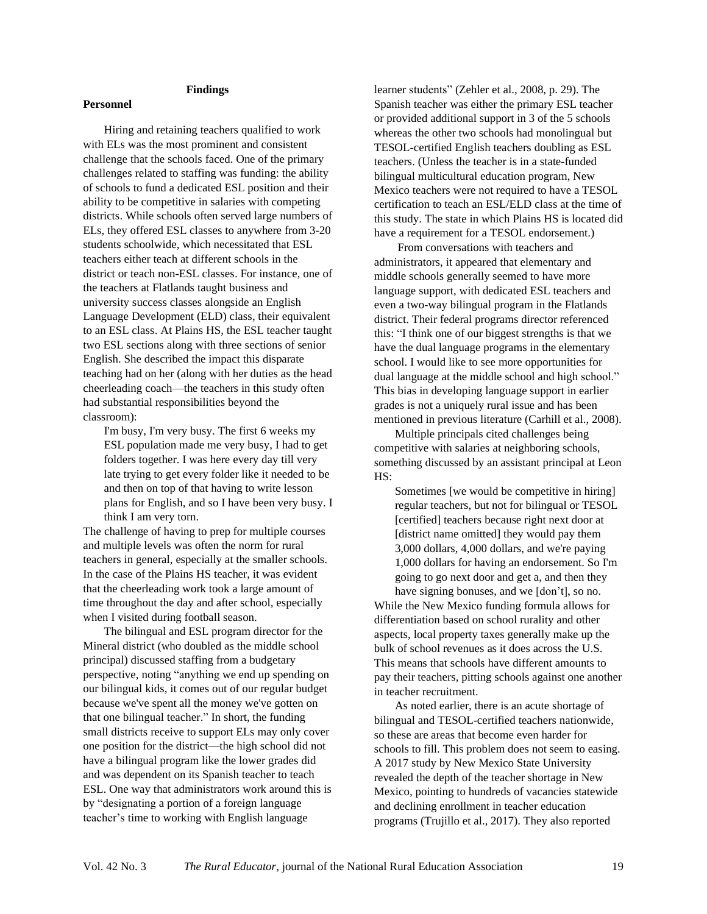## Findings

### Personnel

Hiring and retaining teachers qualified to work with ELs was the most prominent and consistent challenge that the schools faced. One of the primary challenges related to staffing was funding: the ability of schools to fund a dedicated ESL position and their ability to be competitive in salaries with competing districts. While schools often served large numbers of ELs, they offered ESL classes to anywhere from 3-20 students schoolwide, which necessitated that ESL teachers either teach at different schools in the district or teach non-ESL classes. For instance, one of the teachers at Flatlands taught business and university success classes alongside an English Language Development (ELD) class, their equivalent to an ESL class. At Plains HS, the ESL teacher taught two ESL sections along with three sections of senior English. She described the impact this disparate teaching had on her (along with her duties as the head cheerleading coach—the teachers in this study often had substantial responsibilities beyond the classroom):

> I'm busy, I'm very busy. The first 6 weeks my ESL population made me very busy, I had to get folders together. I was here every day till very late trying to get every folder like it needed to be and then on top of that having to write lesson plans for English, and so I have been very busy. I think I am very torn.

The challenge of having to prep for multiple courses and multiple levels was often the norm for rural teachers in general, especially at the smaller schools. In the case of the Plains HS teacher, it was evident that the cheerleading work took a large amount of time throughout the day and after school, especially when I visited during football season.

The bilingual and ESL program director for the Mineral district (who doubled as the middle school principal) discussed staffing from a budgetary perspective, noting "anything we end up spending on our bilingual kids, it comes out of our regular budget because we've spent all the money we've gotten on that one bilingual teacher." In short, the funding small districts receive to support ELs may only cover one position for the district—the high school did not have a bilingual program like the lower grades did and was dependent on its Spanish teacher to teach ESL. One way that administrators work around this is by "designating a portion of a foreign language teacher's time to working with English language learner students" (Zehler et al., 2008, p. 29). The Spanish teacher was either the primary ESL teacher or provided additional support in 3 of the 5 schools whereas the other two schools had monolingual but TESOL-certified English teachers doubling as ESL teachers. (Unless the teacher is in a state-funded bilingual multicultural education program, New Mexico teachers were not required to have a TESOL certification to teach an ESL/ELD class at the time of this study. The state in which Plains HS is located did have a requirement for a TESOL endorsement.)

From conversations with teachers and administrators, it appeared that elementary and middle schools generally seemed to have more language support, with dedicated ESL teachers and even a two-way bilingual program in the Flatlands district. Their federal programs director referenced this: "I think one of our biggest strengths is that we have the dual language programs in the elementary school. I would like to see more opportunities for dual language at the middle school and high school." This bias in developing language support in earlier grades is not a uniquely rural issue and has been mentioned in previous literature (Carhill et al., 2008).

Multiple principals cited challenges being competitive with salaries at neighboring schools, something discussed by an assistant principal at Leon HS:

> Sometimes [we would be competitive in hiring] regular teachers, but not for bilingual or TESOL [certified] teachers because right next door at [district name omitted] they would pay them 3,000 dollars, 4,000 dollars, and we're paying 1,000 dollars for having an endorsement. So I'm going to go next door and get a, and then they have signing bonuses, and we [don't], so no.

While the New Mexico funding formula allows for differentiation based on school rurality and other aspects, local property taxes generally make up the bulk of school revenues as it does across the U.S. This means that schools have different amounts to pay their teachers, pitting schools against one another in teacher recruitment.

As noted earlier, there is an acute shortage of bilingual and TESOL-certified teachers nationwide, so these are areas that become even harder for schools to fill. This problem does not seem to easing. A 2017 study by New Mexico State University revealed the depth of the teacher shortage in New Mexico, pointing to hundreds of vacancies statewide and declining enrollment in teacher education programs (Trujillo et al., 2017). They also reported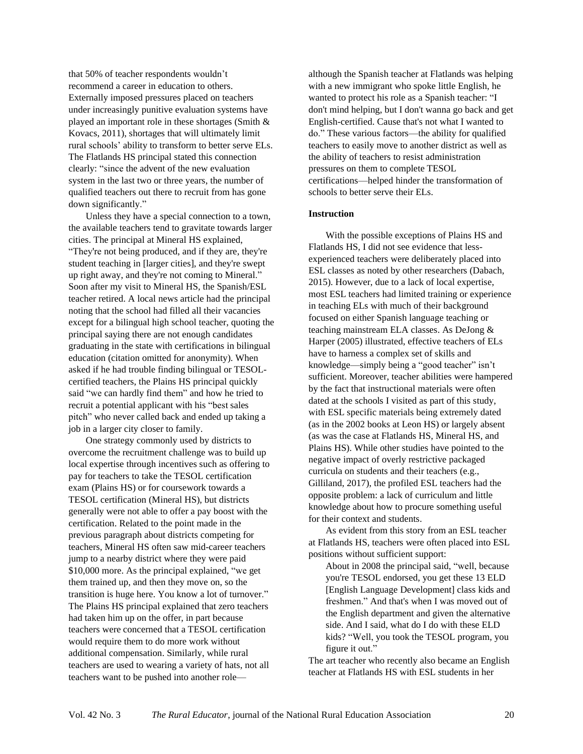that 50% of teacher respondents wouldn't recommend a career in education to others. Externally imposed pressures placed on teachers under increasingly punitive evaluation systems have played an important role in these shortages (Smith & Kovacs, 2011), shortages that will ultimately limit rural schools' ability to transform to better serve ELs. The Flatlands HS principal stated this connection clearly: "since the advent of the new evaluation system in the last two or three years, the number of qualified teachers out there to recruit from has gone down significantly."

Unless they have a special connection to a town, the available teachers tend to gravitate towards larger cities. The principal at Mineral HS explained, "They're not being produced, and if they are, they're student teaching in [larger cities], and they're swept up right away, and they're not coming to Mineral." Soon after my visit to Mineral HS, the Spanish/ESL teacher retired. A local news article had the principal noting that the school had filled all their vacancies except for a bilingual high school teacher, quoting the principal saying there are not enough candidates graduating in the state with certifications in bilingual education (citation omitted for anonymity). When asked if he had trouble finding bilingual or TESOL-certified teachers, the Plains HS principal quickly said "we can hardly find them" and how he tried to recruit a potential applicant with his "best sales pitch" who never called back and ended up taking a job in a larger city closer to family.

One strategy commonly used by districts to overcome the recruitment challenge was to build up local expertise through incentives such as offering to pay for teachers to take the TESOL certification exam (Plains HS) or for coursework towards a TESOL certification (Mineral HS), but districts generally were not able to offer a pay boost with the certification. Related to the point made in the previous paragraph about districts competing for teachers, Mineral HS often saw mid-career teachers jump to a nearby district where they were paid $10,000 more. As the principal explained, "we get them trained up, and then they move on, so the transition is huge here. You know a lot of turnover." The Plains HS principal explained that zero teachers had taken him up on the offer, in part because teachers were concerned that a TESOL certification would require them to do more work without additional compensation. Similarly, while rural teachers are used to wearing a variety of hats, not all teachers want to be pushed into another role—although the Spanish teacher at Flatlands was helping with a new immigrant who spoke little English, he wanted to protect his role as a Spanish teacher: "I don't mind helping, but I don't wanna go back and get English-certified. Cause that's not what I wanted to do." These various factors—the ability for qualified teachers to easily move to another district as well as the ability of teachers to resist administration pressures on them to complete TESOL certifications—helped hinder the transformation of schools to better serve their ELs.

**Instruction**

With the possible exceptions of Plains HS and Flatlands HS, I did not see evidence that less-experienced teachers were deliberately placed into ESL classes as noted by other researchers (Dabach, 2015). However, due to a lack of local expertise, most ESL teachers had limited training or experience in teaching ELs with much of their background focused on either Spanish language teaching or teaching mainstream ELA classes. As DeJong & Harper (2005) illustrated, effective teachers of ELs have to harness a complex set of skills and knowledge—simply being a "good teacher" isn't sufficient. Moreover, teacher abilities were hampered by the fact that instructional materials were often dated at the schools I visited as part of this study, with ESL specific materials being extremely dated (as in the 2002 books at Leon HS) or largely absent (as was the case at Flatlands HS, Mineral HS, and Plains HS). While other studies have pointed to the negative impact of overly restrictive packaged curricula on students and their teachers (e.g., Gilliland, 2017), the profiled ESL teachers had the opposite problem: a lack of curriculum and little knowledge about how to procure something useful for their context and students.

As evident from this story from an ESL teacher at Flatlands HS, teachers were often placed into ESL positions without sufficient support:

> About in 2008 the principal said, "well, because you're TESOL endorsed, you get these 13 ELD [English Language Development] class kids and freshmen." And that's when I was moved out of the English department and given the alternative side. And I said, what do I do with these ELD kids? "Well, you took the TESOL program, you figure it out."

The art teacher who recently also became an English teacher at Flatlands HS with ESL students in her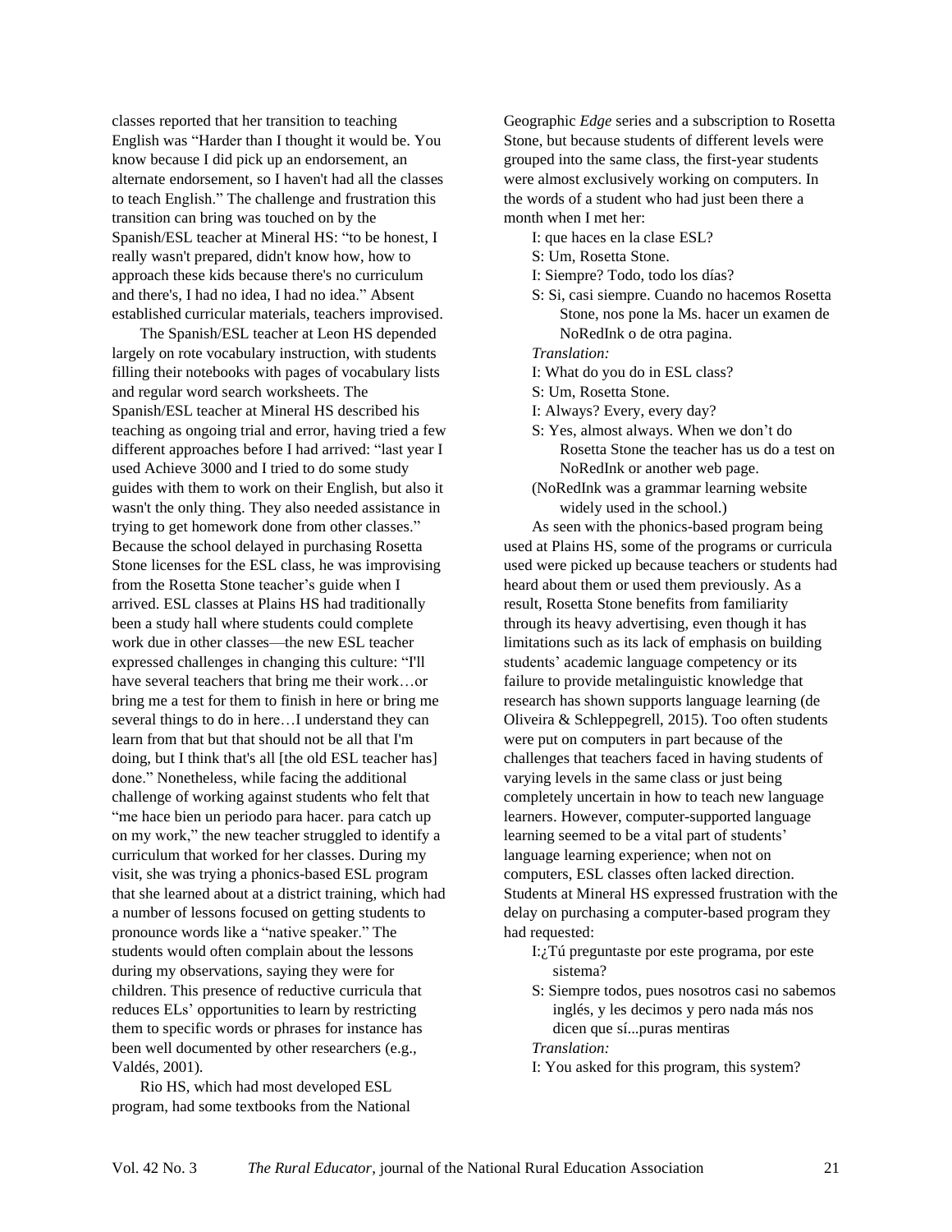classes reported that her transition to teaching English was "Harder than I thought it would be. You know because I did pick up an endorsement, an alternate endorsement, so I haven't had all the classes to teach English." The challenge and frustration this transition can bring was touched on by the Spanish/ESL teacher at Mineral HS: "to be honest, I really wasn't prepared, didn't know how, how to approach these kids because there's no curriculum and there's, I had no idea, I had no idea." Absent established curricular materials, teachers improvised.

The Spanish/ESL teacher at Leon HS depended largely on rote vocabulary instruction, with students filling their notebooks with pages of vocabulary lists and regular word search worksheets. The Spanish/ESL teacher at Mineral HS described his teaching as ongoing trial and error, having tried a few different approaches before I had arrived: "last year I used Achieve 3000 and I tried to do some study guides with them to work on their English, but also it wasn't the only thing. They also needed assistance in trying to get homework done from other classes." Because the school delayed in purchasing Rosetta Stone licenses for the ESL class, he was improvising from the Rosetta Stone teacher's guide when I arrived. ESL classes at Plains HS had traditionally been a study hall where students could complete work due in other classes—the new ESL teacher expressed challenges in changing this culture: "I'll have several teachers that bring me their work…or bring me a test for them to finish in here or bring me several things to do in here…I understand they can learn from that but that should not be all that I'm doing, but I think that's all [the old ESL teacher has] done." Nonetheless, while facing the additional challenge of working against students who felt that "me hace bien un periodo para hacer. para catch up on my work," the new teacher struggled to identify a curriculum that worked for her classes. During my visit, she was trying a phonics-based ESL program that she learned about at a district training, which had a number of lessons focused on getting students to pronounce words like a "native speaker." The students would often complain about the lessons during my observations, saying they were for children. This presence of reductive curricula that reduces ELs' opportunities to learn by restricting them to specific words or phrases for instance has been well documented by other researchers (e.g., Valdés, 2001).

Rio HS, which had most developed ESL program, had some textbooks from the National Geographic *Edge* series and a subscription to Rosetta Stone, but because students of different levels were grouped into the same class, the first-year students were almost exclusively working on computers. In the words of a student who had just been there a month when I met her:

I: que haces en la clase ESL?

S: Um, Rosetta Stone.

I: Siempre? Todo, todo los días?

S: Si, casi siempre. Cuando no hacemos Rosetta Stone, nos pone la Ms. hacer un examen de NoRedInk o de otra pagina.

*Translation:*

I: What do you do in ESL class?

S: Um, Rosetta Stone.

I: Always? Every, every day?

S: Yes, almost always. When we don't do Rosetta Stone the teacher has us do a test on NoRedInk or another web page.

(NoRedInk was a grammar learning website widely used in the school.)

As seen with the phonics-based program being used at Plains HS, some of the programs or curricula used were picked up because teachers or students had heard about them or used them previously. As a result, Rosetta Stone benefits from familiarity through its heavy advertising, even though it has limitations such as its lack of emphasis on building students' academic language competency or its failure to provide metalinguistic knowledge that research has shown supports language learning (de Oliveira & Schleppegrell, 2015). Too often students were put on computers in part because of the challenges that teachers faced in having students of varying levels in the same class or just being completely uncertain in how to teach new language learners. However, computer-supported language learning seemed to be a vital part of students' language learning experience; when not on computers, ESL classes often lacked direction. Students at Mineral HS expressed frustration with the delay on purchasing a computer-based program they had requested:

I:¿Tú preguntaste por este programa, por este sistema?

S: Siempre todos, pues nosotros casi no sabemos inglés, y les decimos y pero nada más nos dicen que sí...puras mentiras

*Translation:*

I: You asked for this program, this system?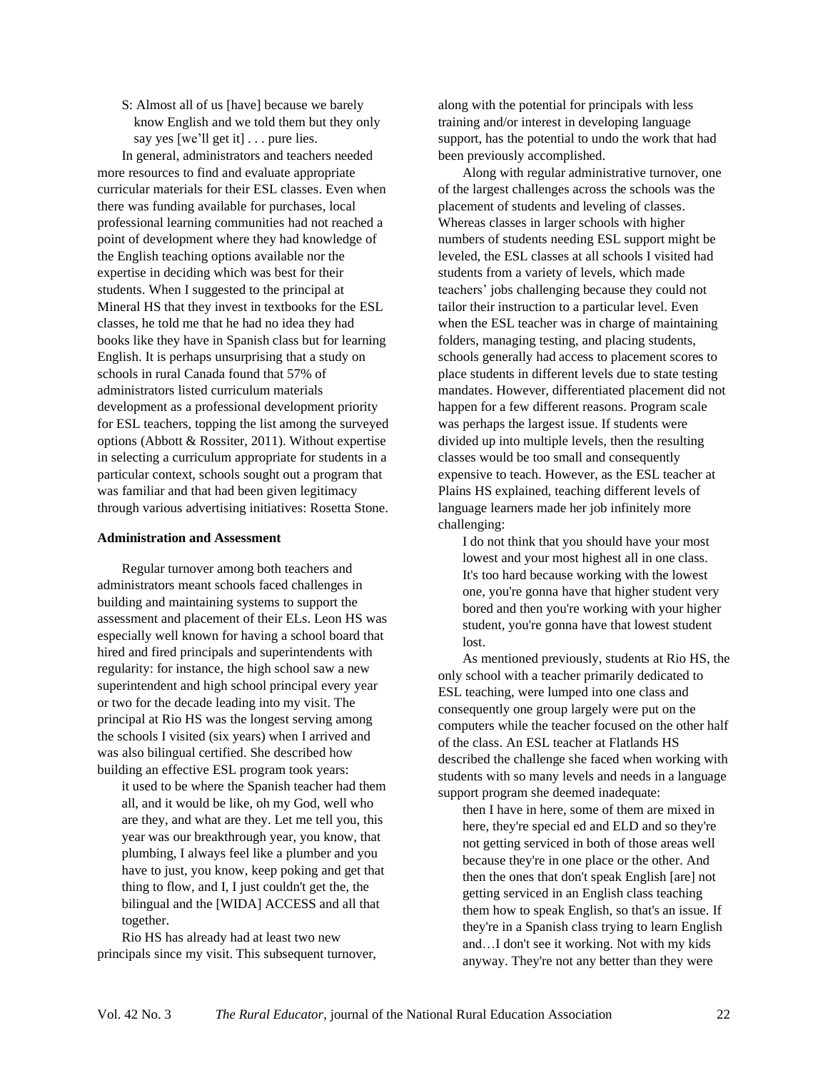> S: Almost all of us [have] because we barely know English and we told them but they only say yes [we'll get it] . . . pure lies.

In general, administrators and teachers needed more resources to find and evaluate appropriate curricular materials for their ESL classes. Even when there was funding available for purchases, local professional learning communities had not reached a point of development where they had knowledge of the English teaching options available nor the expertise in deciding which was best for their students. When I suggested to the principal at Mineral HS that they invest in textbooks for the ESL classes, he told me that he had no idea they had books like they have in Spanish class but for learning English. It is perhaps unsurprising that a study on schools in rural Canada found that 57% of administrators listed curriculum materials development as a professional development priority for ESL teachers, topping the list among the surveyed options (Abbott & Rossiter, 2011). Without expertise in selecting a curriculum appropriate for students in a particular context, schools sought out a program that was familiar and that had been given legitimacy through various advertising initiatives: Rosetta Stone.

**Administration and Assessment**

Regular turnover among both teachers and administrators meant schools faced challenges in building and maintaining systems to support the assessment and placement of their ELs. Leon HS was especially well known for having a school board that hired and fired principals and superintendents with regularity: for instance, the high school saw a new superintendent and high school principal every year or two for the decade leading into my visit. The principal at Rio HS was the longest serving among the schools I visited (six years) when I arrived and was also bilingual certified. She described how building an effective ESL program took years:

> it used to be where the Spanish teacher had them all, and it would be like, oh my God, well who are they, and what are they. Let me tell you, this year was our breakthrough year, you know, that plumbing, I always feel like a plumber and you have to just, you know, keep poking and get that thing to flow, and I, I just couldn't get the, the bilingual and the [WIDA] ACCESS and all that together.

Rio HS has already had at least two new principals since my visit. This subsequent turnover, along with the potential for principals with less training and/or interest in developing language support, has the potential to undo the work that had been previously accomplished.

Along with regular administrative turnover, one of the largest challenges across the schools was the placement of students and leveling of classes. Whereas classes in larger schools with higher numbers of students needing ESL support might be leveled, the ESL classes at all schools I visited had students from a variety of levels, which made teachers' jobs challenging because they could not tailor their instruction to a particular level. Even when the ESL teacher was in charge of maintaining folders, managing testing, and placing students, schools generally had access to placement scores to place students in different levels due to state testing mandates. However, differentiated placement did not happen for a few different reasons. Program scale was perhaps the largest issue. If students were divided up into multiple levels, then the resulting classes would be too small and consequently expensive to teach. However, as the ESL teacher at Plains HS explained, teaching different levels of language learners made her job infinitely more challenging:

> I do not think that you should have your most lowest and your most highest all in one class. It's too hard because working with the lowest one, you're gonna have that higher student very bored and then you're working with your higher student, you're gonna have that lowest student lost.

As mentioned previously, students at Rio HS, the only school with a teacher primarily dedicated to ESL teaching, were lumped into one class and consequently one group largely were put on the computers while the teacher focused on the other half of the class. An ESL teacher at Flatlands HS described the challenge she faced when working with students with so many levels and needs in a language support program she deemed inadequate:

> then I have in here, some of them are mixed in here, they're special ed and ELD and so they're not getting serviced in both of those areas well because they're in one place or the other. And then the ones that don't speak English [are] not getting serviced in an English class teaching them how to speak English, so that's an issue. If they're in a Spanish class trying to learn English and…I don't see it working. Not with my kids anyway. They're not any better than they were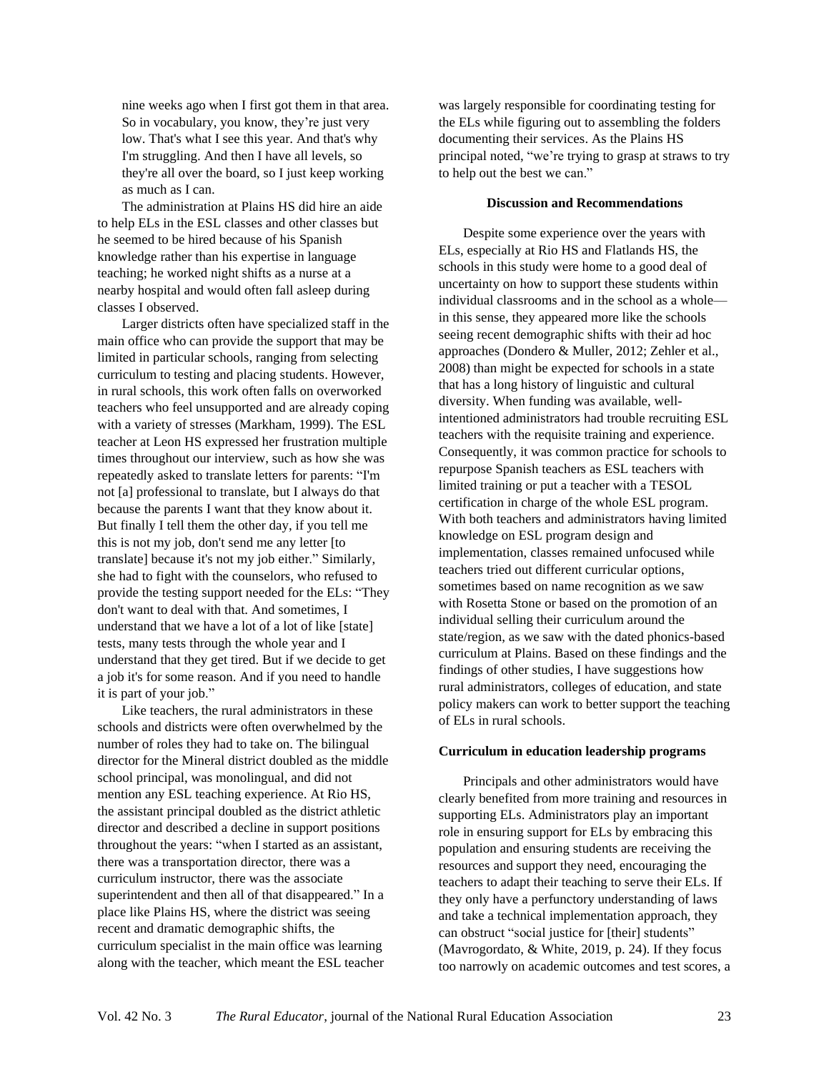nine weeks ago when I first got them in that area. So in vocabulary, you know, they're just very low. That's what I see this year. And that's why I'm struggling. And then I have all levels, so they're all over the board, so I just keep working as much as I can.

The administration at Plains HS did hire an aide to help ELs in the ESL classes and other classes but he seemed to be hired because of his Spanish knowledge rather than his expertise in language teaching; he worked night shifts as a nurse at a nearby hospital and would often fall asleep during classes I observed.

Larger districts often have specialized staff in the main office who can provide the support that may be limited in particular schools, ranging from selecting curriculum to testing and placing students. However, in rural schools, this work often falls on overworked teachers who feel unsupported and are already coping with a variety of stresses (Markham, 1999). The ESL teacher at Leon HS expressed her frustration multiple times throughout our interview, such as how she was repeatedly asked to translate letters for parents: "I'm not [a] professional to translate, but I always do that because the parents I want that they know about it. But finally I tell them the other day, if you tell me this is not my job, don't send me any letter [to translate] because it's not my job either." Similarly, she had to fight with the counselors, who refused to provide the testing support needed for the ELs: "They don't want to deal with that. And sometimes, I understand that we have a lot of a lot of like [state] tests, many tests through the whole year and I understand that they get tired. But if we decide to get a job it's for some reason. And if you need to handle it is part of your job."

Like teachers, the rural administrators in these schools and districts were often overwhelmed by the number of roles they had to take on. The bilingual director for the Mineral district doubled as the middle school principal, was monolingual, and did not mention any ESL teaching experience. At Rio HS, the assistant principal doubled as the district athletic director and described a decline in support positions throughout the years: "when I started as an assistant, there was a transportation director, there was a curriculum instructor, there was the associate superintendent and then all of that disappeared." In a place like Plains HS, where the district was seeing recent and dramatic demographic shifts, the curriculum specialist in the main office was learning along with the teacher, which meant the ESL teacher was largely responsible for coordinating testing for the ELs while figuring out to assembling the folders documenting their services. As the Plains HS principal noted, "we're trying to grasp at straws to try to help out the best we can."

## Discussion and Recommendations

Despite some experience over the years with ELs, especially at Rio HS and Flatlands HS, the schools in this study were home to a good deal of uncertainty on how to support these students within individual classrooms and in the school as a whole—in this sense, they appeared more like the schools seeing recent demographic shifts with their ad hoc approaches (Dondero & Muller, 2012; Zehler et al., 2008) than might be expected for schools in a state that has a long history of linguistic and cultural diversity. When funding was available, well-intentioned administrators had trouble recruiting ESL teachers with the requisite training and experience. Consequently, it was common practice for schools to repurpose Spanish teachers as ESL teachers with limited training or put a teacher with a TESOL certification in charge of the whole ESL program. With both teachers and administrators having limited knowledge on ESL program design and implementation, classes remained unfocused while teachers tried out different curricular options, sometimes based on name recognition as we saw with Rosetta Stone or based on the promotion of an individual selling their curriculum around the state/region, as we saw with the dated phonics-based curriculum at Plains. Based on these findings and the findings of other studies, I have suggestions how rural administrators, colleges of education, and state policy makers can work to better support the teaching of ELs in rural schools.

### Curriculum in education leadership programs

Principals and other administrators would have clearly benefited from more training and resources in supporting ELs. Administrators play an important role in ensuring support for ELs by embracing this population and ensuring students are receiving the resources and support they need, encouraging the teachers to adapt their teaching to serve their ELs. If they only have a perfunctory understanding of laws and take a technical implementation approach, they can obstruct "social justice for [their] students" (Mavrogordato, & White, 2019, p. 24). If they focus too narrowly on academic outcomes and test scores, a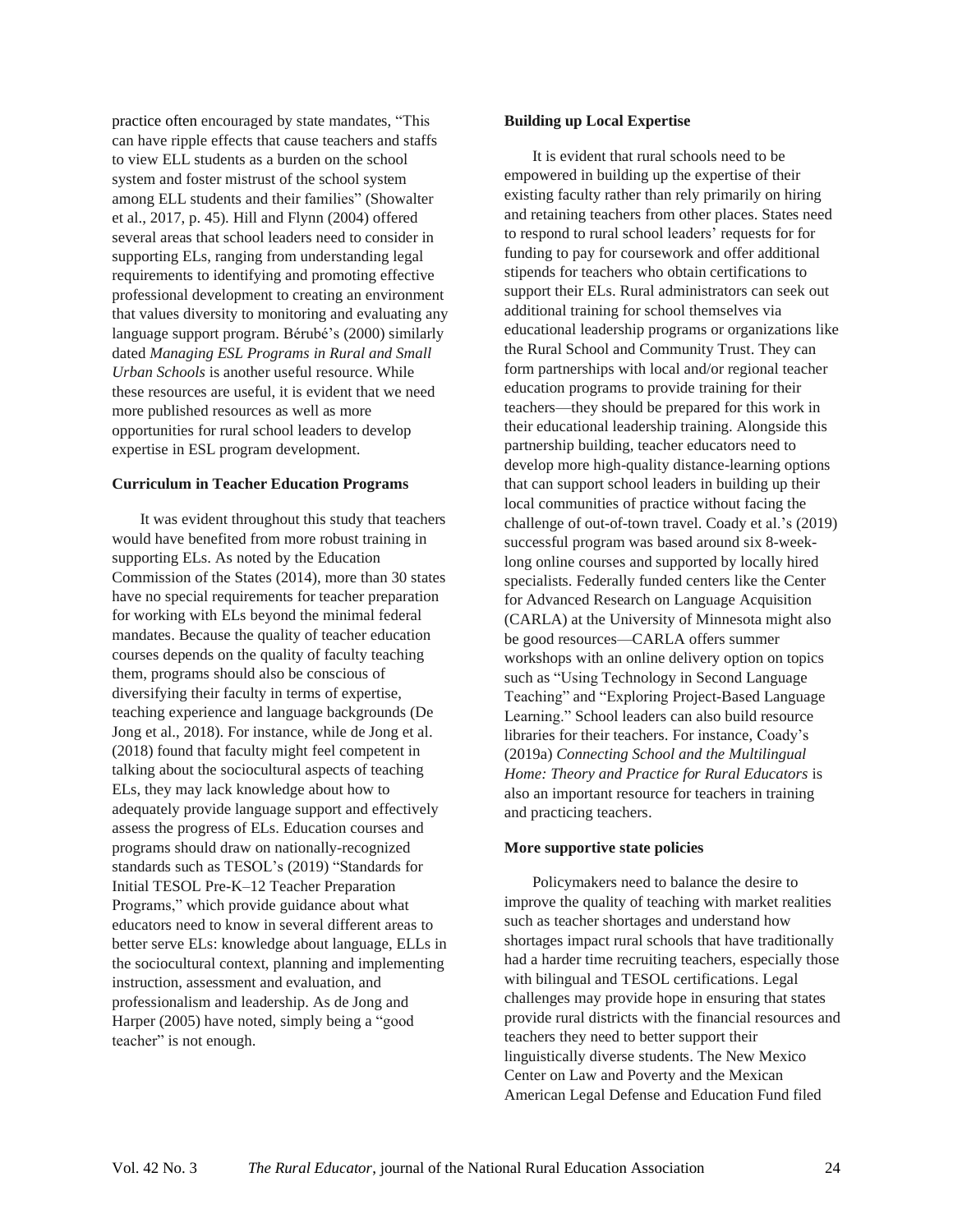practice often encouraged by state mandates, "This can have ripple effects that cause teachers and staffs to view ELL students as a burden on the school system and foster mistrust of the school system among ELL students and their families" (Showalter et al., 2017, p. 45). Hill and Flynn (2004) offered several areas that school leaders need to consider in supporting ELs, ranging from understanding legal requirements to identifying and promoting effective professional development to creating an environment that values diversity to monitoring and evaluating any language support program. Bérubé's (2000) similarly dated *Managing ESL Programs in Rural and Small Urban Schools* is another useful resource. While these resources are useful, it is evident that we need more published resources as well as more opportunities for rural school leaders to develop expertise in ESL program development.

**Curriculum in Teacher Education Programs**

It was evident throughout this study that teachers would have benefited from more robust training in supporting ELs. As noted by the Education Commission of the States (2014), more than 30 states have no special requirements for teacher preparation for working with ELs beyond the minimal federal mandates. Because the quality of teacher education courses depends on the quality of faculty teaching them, programs should also be conscious of diversifying their faculty in terms of expertise, teaching experience and language backgrounds (De Jong et al., 2018). For instance, while de Jong et al. (2018) found that faculty might feel competent in talking about the sociocultural aspects of teaching ELs, they may lack knowledge about how to adequately provide language support and effectively assess the progress of ELs. Education courses and programs should draw on nationally-recognized standards such as TESOL's (2019) "Standards for Initial TESOL Pre-K–12 Teacher Preparation Programs," which provide guidance about what educators need to know in several different areas to better serve ELs: knowledge about language, ELLs in the sociocultural context, planning and implementing instruction, assessment and evaluation, and professionalism and leadership. As de Jong and Harper (2005) have noted, simply being a "good teacher" is not enough.

**Building up Local Expertise**

It is evident that rural schools need to be empowered in building up the expertise of their existing faculty rather than rely primarily on hiring and retaining teachers from other places. States need to respond to rural school leaders' requests for for funding to pay for coursework and offer additional stipends for teachers who obtain certifications to support their ELs. Rural administrators can seek out additional training for school themselves via educational leadership programs or organizations like the Rural School and Community Trust. They can form partnerships with local and/or regional teacher education programs to provide training for their teachers—they should be prepared for this work in their educational leadership training. Alongside this partnership building, teacher educators need to develop more high-quality distance-learning options that can support school leaders in building up their local communities of practice without facing the challenge of out-of-town travel. Coady et al.'s (2019) successful program was based around six 8-week-long online courses and supported by locally hired specialists. Federally funded centers like the Center for Advanced Research on Language Acquisition (CARLA) at the University of Minnesota might also be good resources—CARLA offers summer workshops with an online delivery option on topics such as "Using Technology in Second Language Teaching" and "Exploring Project-Based Language Learning." School leaders can also build resource libraries for their teachers. For instance, Coady's (2019a) *Connecting School and the Multilingual Home: Theory and Practice for Rural Educators* is also an important resource for teachers in training and practicing teachers.

**More supportive state policies**

Policymakers need to balance the desire to improve the quality of teaching with market realities such as teacher shortages and understand how shortages impact rural schools that have traditionally had a harder time recruiting teachers, especially those with bilingual and TESOL certifications. Legal challenges may provide hope in ensuring that states provide rural districts with the financial resources and teachers they need to better support their linguistically diverse students. The New Mexico Center on Law and Poverty and the Mexican American Legal Defense and Education Fund filed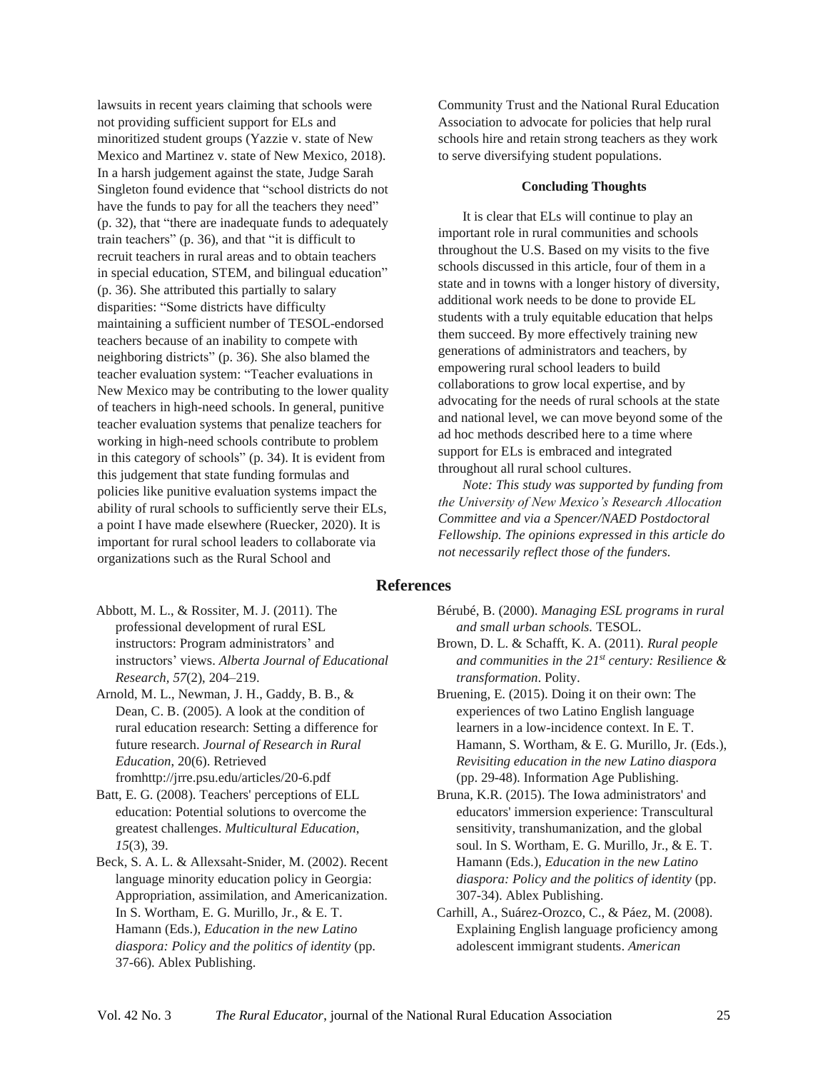lawsuits in recent years claiming that schools were not providing sufficient support for ELs and minoritized student groups (Yazzie v. state of New Mexico and Martinez v. state of New Mexico, 2018). In a harsh judgement against the state, Judge Sarah Singleton found evidence that "school districts do not have the funds to pay for all the teachers they need" (p. 32), that "there are inadequate funds to adequately train teachers" (p. 36), and that "it is difficult to recruit teachers in rural areas and to obtain teachers in special education, STEM, and bilingual education" (p. 36). She attributed this partially to salary disparities: "Some districts have difficulty maintaining a sufficient number of TESOL-endorsed teachers because of an inability to compete with neighboring districts" (p. 36). She also blamed the teacher evaluation system: "Teacher evaluations in New Mexico may be contributing to the lower quality of teachers in high-need schools. In general, punitive teacher evaluation systems that penalize teachers for working in high-need schools contribute to problem in this category of schools" (p. 34). It is evident from this judgement that state funding formulas and policies like punitive evaluation systems impact the ability of rural schools to sufficiently serve their ELs, a point I have made elsewhere (Ruecker, 2020). It is important for rural school leaders to collaborate via organizations such as the Rural School and Community Trust and the National Rural Education Association to advocate for policies that help rural schools hire and retain strong teachers as they work to serve diversifying student populations.

### Concluding Thoughts

It is clear that ELs will continue to play an important role in rural communities and schools throughout the U.S. Based on my visits to the five schools discussed in this article, four of them in a state and in towns with a longer history of diversity, additional work needs to be done to provide EL students with a truly equitable education that helps them succeed. By more effectively training new generations of administrators and teachers, by empowering rural school leaders to build collaborations to grow local expertise, and by advocating for the needs of rural schools at the state and national level, we can move beyond some of the ad hoc methods described here to a time where support for ELs is embraced and integrated throughout all rural school cultures.

*Note: This study was supported by funding from the University of New Mexico's Research Allocation Committee and via a Spencer/NAED Postdoctoral Fellowship. The opinions expressed in this article do not necessarily reflect those of the funders.*

## References

Abbott, M. L., & Rossiter, M. J. (2011). The professional development of rural ESL instructors: Program administrators' and instructors' views. *Alberta Journal of Educational Research, 57*(2), 204–219.

Arnold, M. L., Newman, J. H., Gaddy, B. B., & Dean, C. B. (2005). A look at the condition of rural education research: Setting a difference for future research. *Journal of Research in Rural Education*, 20(6). Retrieved fromhttp://jrre.psu.edu/articles/20-6.pdf

Batt, E. G. (2008). Teachers' perceptions of ELL education: Potential solutions to overcome the greatest challenges. *Multicultural Education, 15*(3), 39.

Beck, S. A. L. & Allexsaht-Snider, M. (2002). Recent language minority education policy in Georgia: Appropriation, assimilation, and Americanization. In S. Wortham, E. G. Murillo, Jr., & E. T. Hamann (Eds.), *Education in the new Latino diaspora: Policy and the politics of identity* (pp. 37-66). Ablex Publishing.

Bérubé, B. (2000). *Managing ESL programs in rural and small urban schools.* TESOL.

Brown, D. L. & Schafft, K. A. (2011). *Rural people and communities in the 21st century: Resilience & transformation*. Polity.

Bruening, E. (2015). Doing it on their own: The experiences of two Latino English language learners in a low-incidence context. In E. T. Hamann, S. Wortham, & E. G. Murillo, Jr. (Eds.), *Revisiting education in the new Latino diaspora* (pp. 29-48). Information Age Publishing.

Bruna, K.R. (2015). The Iowa administrators' and educators' immersion experience: Transcultural sensitivity, transhumanization, and the global soul. In S. Wortham, E. G. Murillo, Jr., & E. T. Hamann (Eds.), *Education in the new Latino diaspora: Policy and the politics of identity* (pp. 307-34). Ablex Publishing.

Carhill, A., Suárez-Orozco, C., & Páez, M. (2008). Explaining English language proficiency among adolescent immigrant students. *American*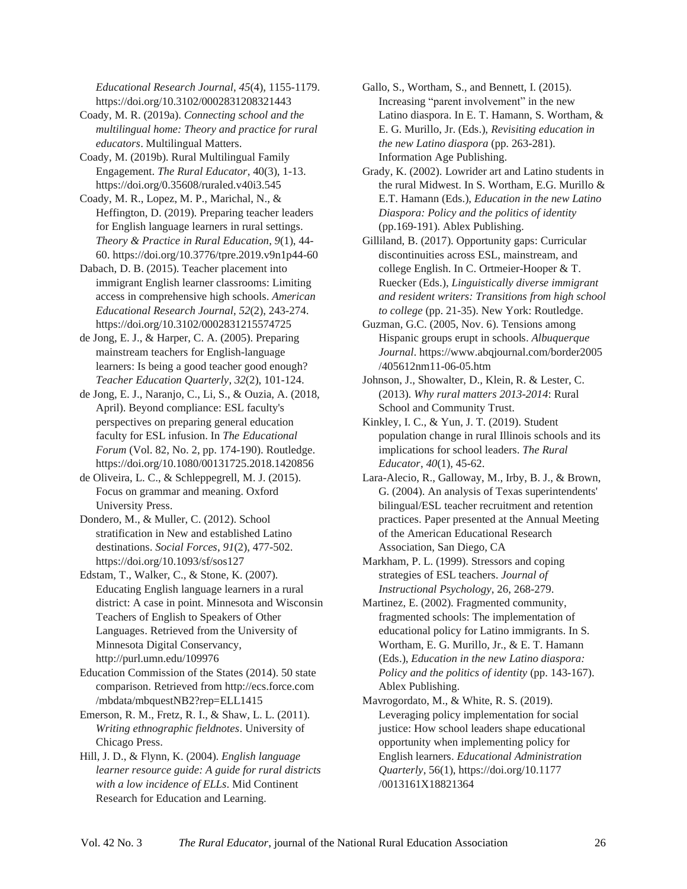*Educational Research Journal*, *45*(4), 1155-1179. https://doi.org/10.3102/0002831208321443

Coady, M. R. (2019a). *Connecting school and the multilingual home: Theory and practice for rural educators*. Multilingual Matters.

Coady, M. (2019b). Rural Multilingual Family Engagement. *The Rural Educator*, 40(3), 1-13. https://doi.org/0.35608/ruraled.v40i3.545

Coady, M. R., Lopez, M. P., Marichal, N., & Heffington, D. (2019). Preparing teacher leaders for English language learners in rural settings. *Theory & Practice in Rural Education*, *9*(1), 44-60. https://doi.org/10.3776/tpre.2019.v9n1p44-60

Dabach, D. B. (2015). Teacher placement into immigrant English learner classrooms: Limiting access in comprehensive high schools. *American Educational Research Journal*, *52*(2), 243-274. https://doi.org/10.3102/0002831215574725

de Jong, E. J., & Harper, C. A. (2005). Preparing mainstream teachers for English-language learners: Is being a good teacher good enough? *Teacher Education Quarterly*, *32*(2), 101-124.

de Jong, E. J., Naranjo, C., Li, S., & Ouzia, A. (2018, April). Beyond compliance: ESL faculty's perspectives on preparing general education faculty for ESL infusion. In *The Educational Forum* (Vol. 82, No. 2, pp. 174-190). Routledge. https://doi.org/10.1080/00131725.2018.1420856

de Oliveira, L. C., & Schleppegrell, M. J. (2015). Focus on grammar and meaning. Oxford University Press.

Dondero, M., & Muller, C. (2012). School stratification in New and established Latino destinations. *Social Forces*, *91*(2), 477-502. https://doi.org/10.1093/sf/sos127

Edstam, T., Walker, C., & Stone, K. (2007). Educating English language learners in a rural district: A case in point. Minnesota and Wisconsin Teachers of English to Speakers of Other Languages. Retrieved from the University of Minnesota Digital Conservancy, http://purl.umn.edu/109976

Education Commission of the States (2014). 50 state comparison. Retrieved from http://ecs.force.com/mbdata/mbquestNB2?rep=ELL1415

Emerson, R. M., Fretz, R. I., & Shaw, L. L. (2011). *Writing ethnographic fieldnotes*. University of Chicago Press.

Hill, J. D., & Flynn, K. (2004). *English language learner resource guide: A guide for rural districts with a low incidence of ELLs*. Mid Continent Research for Education and Learning.

Gallo, S., Wortham, S., and Bennett, I. (2015). Increasing "parent involvement" in the new Latino diaspora. In E. T. Hamann, S. Wortham, & E. G. Murillo, Jr. (Eds.), *Revisiting education in the new Latino diaspora* (pp. 263-281). Information Age Publishing.

Grady, K. (2002). Lowrider art and Latino students in the rural Midwest. In S. Wortham, E.G. Murillo & E.T. Hamann (Eds.), *Education in the new Latino Diaspora: Policy and the politics of identity* (pp.169-191). Ablex Publishing.

Gilliland, B. (2017). Opportunity gaps: Curricular discontinuities across ESL, mainstream, and college English. In C. Ortmeier-Hooper & T. Ruecker (Eds.), *Linguistically diverse immigrant and resident writers: Transitions from high school to college* (pp. 21-35). New York: Routledge.

Guzman, G.C. (2005, Nov. 6). Tensions among Hispanic groups erupt in schools. *Albuquerque Journal*. https://www.abqjournal.com/border2005/405612nm11-06-05.htm

Johnson, J., Showalter, D., Klein, R. & Lester, C. (2013). *Why rural matters 2013-2014*: Rural School and Community Trust.

Kinkley, I. C., & Yun, J. T. (2019). Student population change in rural Illinois schools and its implications for school leaders. *The Rural Educator*, *40*(1), 45-62.

Lara-Alecio, R., Galloway, M., Irby, B. J., & Brown, G. (2004). An analysis of Texas superintendents' bilingual/ESL teacher recruitment and retention practices. Paper presented at the Annual Meeting of the American Educational Research Association, San Diego, CA

Markham, P. L. (1999). Stressors and coping strategies of ESL teachers. *Journal of Instructional Psychology*, 26, 268-279.

Martinez, E. (2002). Fragmented community, fragmented schools: The implementation of educational policy for Latino immigrants. In S. Wortham, E. G. Murillo, Jr., & E. T. Hamann (Eds.), *Education in the new Latino diaspora: Policy and the politics of identity* (pp. 143-167). Ablex Publishing.

Mavrogordato, M., & White, R. S. (2019). Leveraging policy implementation for social justice: How school leaders shape educational opportunity when implementing policy for English learners. *Educational Administration Quarterly*, 56(1), https://doi.org/10.1177/0013161X18821364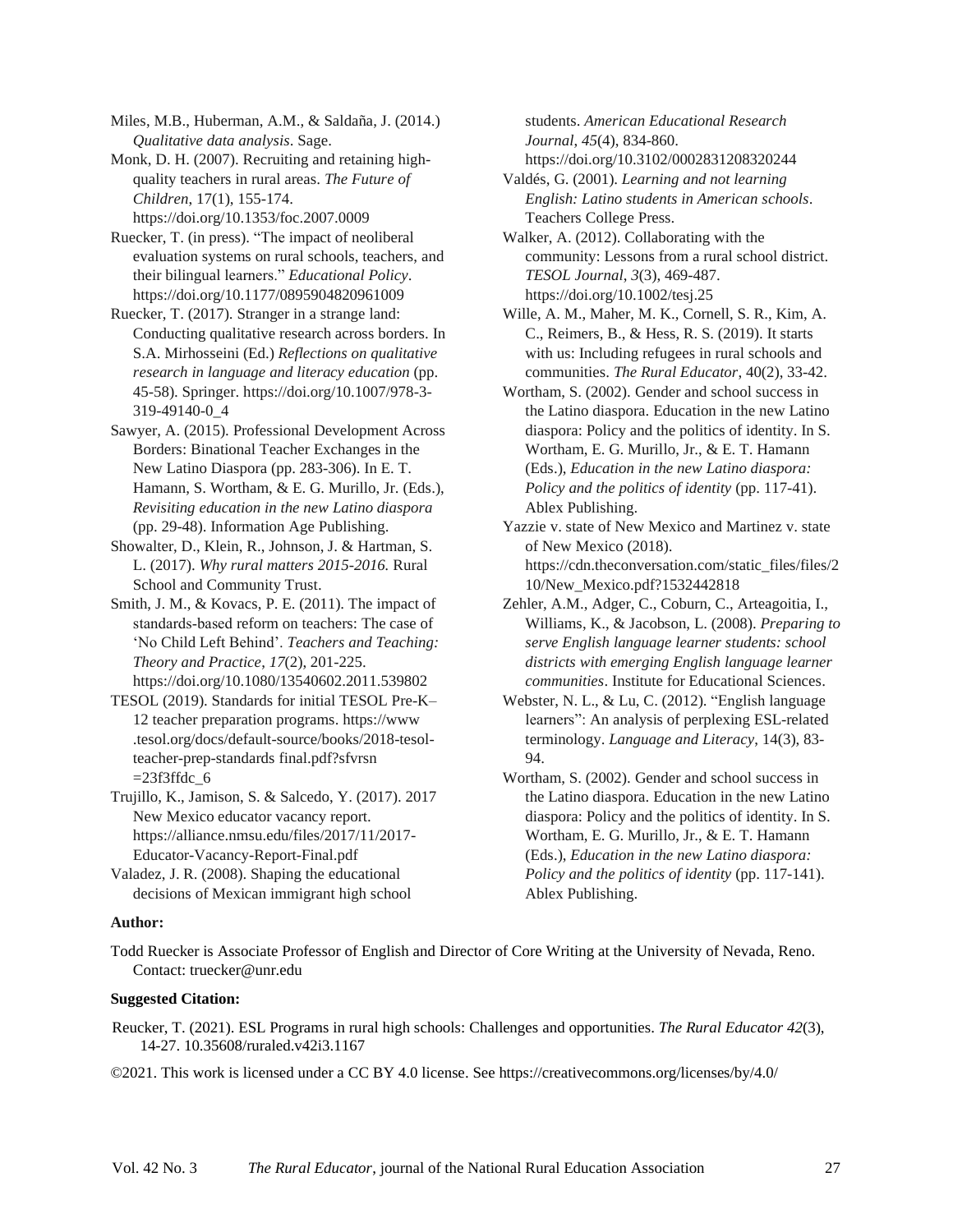Miles, M.B., Huberman, A.M., & Saldaña, J. (2014.) *Qualitative data analysis*. Sage.

Monk, D. H. (2007). Recruiting and retaining high-quality teachers in rural areas. *The Future of Children*, 17(1), 155-174. https://doi.org/10.1353/foc.2007.0009

Ruecker, T. (in press). "The impact of neoliberal evaluation systems on rural schools, teachers, and their bilingual learners." *Educational Policy*. https://doi.org/10.1177/0895904820961009

Ruecker, T. (2017). Stranger in a strange land: Conducting qualitative research across borders. In S.A. Mirhosseini (Ed.) *Reflections on qualitative research in language and literacy education* (pp. 45-58). Springer. https://doi.org/10.1007/978-3-319-49140-0_4

Sawyer, A. (2015). Professional Development Across Borders: Binational Teacher Exchanges in the New Latino Diaspora (pp. 283-306). In E. T. Hamann, S. Wortham, & E. G. Murillo, Jr. (Eds.), *Revisiting education in the new Latino diaspora* (pp. 29-48). Information Age Publishing.

Showalter, D., Klein, R., Johnson, J. & Hartman, S. L. (2017). *Why rural matters 2015-2016.* Rural School and Community Trust.

Smith, J. M., & Kovacs, P. E. (2011). The impact of standards-based reform on teachers: The case of 'No Child Left Behind'. *Teachers and Teaching: Theory and Practice*, *17*(2), 201-225. https://doi.org/10.1080/13540602.2011.539802

TESOL (2019). Standards for initial TESOL Pre-K–12 teacher preparation programs. https://www .tesol.org/docs/default-source/books/2018-tesol-teacher-prep-standards final.pdf?sfvrsn =23f3ffdc_6

Trujillo, K., Jamison, S. & Salcedo, Y. (2017). 2017 New Mexico educator vacancy report. https://alliance.nmsu.edu/files/2017/11/2017-Educator-Vacancy-Report-Final.pdf

Valadez, J. R. (2008). Shaping the educational decisions of Mexican immigrant high school students. *American Educational Research Journal*, *45*(4), 834-860. https://doi.org/10.3102/0002831208320244

Valdés, G. (2001). *Learning and not learning English: Latino students in American schools*. Teachers College Press.

Walker, A. (2012). Collaborating with the community: Lessons from a rural school district. *TESOL Journal*, *3*(3), 469-487. https://doi.org/10.1002/tesj.25

Wille, A. M., Maher, M. K., Cornell, S. R., Kim, A. C., Reimers, B., & Hess, R. S. (2019). It starts with us: Including refugees in rural schools and communities. *The Rural Educator*, 40(2), 33-42.

Wortham, S. (2002). Gender and school success in the Latino diaspora. Education in the new Latino diaspora: Policy and the politics of identity. In S. Wortham, E. G. Murillo, Jr., & E. T. Hamann (Eds.), *Education in the new Latino diaspora: Policy and the politics of identity* (pp. 117-41). Ablex Publishing.

Yazzie v. state of New Mexico and Martinez v. state of New Mexico (2018). https://cdn.theconversation.com/static_files/files/210/New_Mexico.pdf?1532442818

Zehler, A.M., Adger, C., Coburn, C., Arteagoitia, I., Williams, K., & Jacobson, L. (2008). *Preparing to serve English language learner students: school districts with emerging English language learner communities*. Institute for Educational Sciences.

Webster, N. L., & Lu, C. (2012). "English language learners": An analysis of perplexing ESL-related terminology. *Language and Literacy*, 14(3), 83-94.

Wortham, S. (2002). Gender and school success in the Latino diaspora. Education in the new Latino diaspora: Policy and the politics of identity. In S. Wortham, E. G. Murillo, Jr., & E. T. Hamann (Eds.), *Education in the new Latino diaspora: Policy and the politics of identity* (pp. 117-141). Ablex Publishing.

**Author:**

Todd Ruecker is Associate Professor of English and Director of Core Writing at the University of Nevada, Reno. Contact: truecker@unr.edu

**Suggested Citation:**

Reucker, T. (2021). ESL Programs in rural high schools: Challenges and opportunities. *The Rural Educator 42*(3), 14-27. 10.35608/ruraled.v42i3.1167

©2021. This work is licensed under a CC BY 4.0 license. See https://creativecommons.org/licenses/by/4.0/